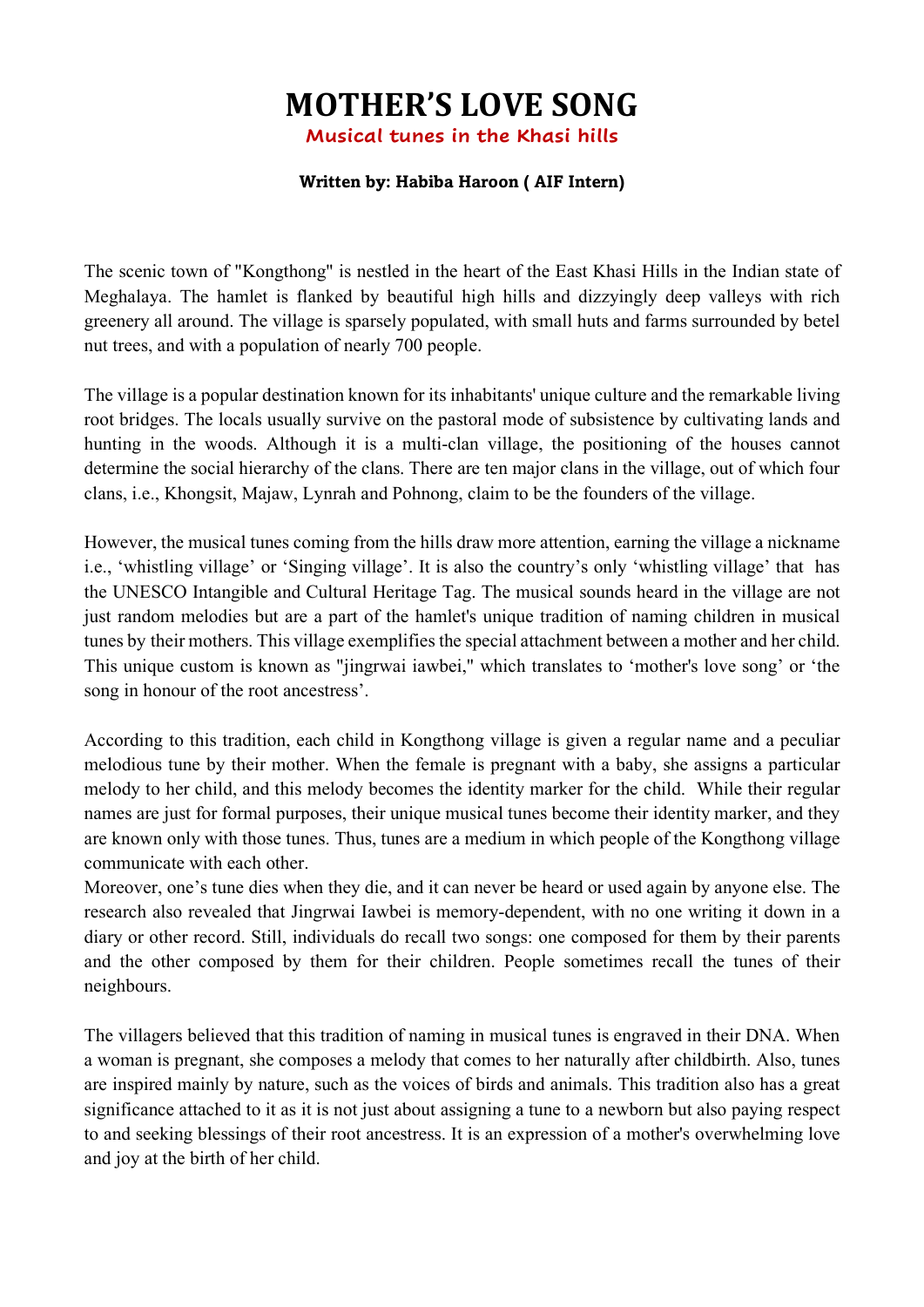# MOTHER'S LOVE SONG

## Musical tunes in the Khasi hills

**Written by: Habiba Haroon ( AIF Intern)**

The scenic town of "Kongthong" is nestled in the heart of the East Khasi Hills in the Indian state of Meghalaya. The hamlet is flanked by beautiful high hills and dizzyingly deep valleys with rich greenery all around. The village is sparsely populated, with small huts and farms surrounded by betel nut trees, and with a population of nearly 700 people.

The village is a popular destination known for its inhabitants' unique culture and the remarkable living root bridges. The locals usually survive on the pastoral mode of subsistence by cultivating lands and hunting in the woods. Although it is a multi-clan village, the positioning of the houses cannot determine the social hierarchy of the clans. There are ten major clans in the village, out of which four clans, i.e., Khongsit, Majaw, Lynrah and Pohnong, claim to be the founders of the village.

However, the musical tunes coming from the hills draw more attention, earning the village a nickname i.e., 'whistling village' or 'Singing village'. It is also the country's only 'whistling village' that has the UNESCO Intangible and Cultural Heritage Tag. The musical sounds heard in the village are not just random melodies but are a part of the hamlet's unique tradition of naming children in musical tunes by their mothers. This village exemplifies the special attachment between a mother and her child. This unique custom is known as "jingrwai iawbei," which translates to 'mother's love song' or 'the song in honour of the root ancestress'.

According to this tradition, each child in Kongthong village is given a regular name and a peculiar melodious tune by their mother. When the female is pregnant with a baby, she assigns a particular melody to her child, and this melody becomes the identity marker for the child. While their regular names are just for formal purposes, their unique musical tunes become their identity marker, and they are known only with those tunes. Thus, tunes are a medium in which people of the Kongthong village communicate with each other.

Moreover, one's tune dies when they die, and it can never be heard or used again by anyone else. The research also revealed that Jingrwai Iawbei is memory-dependent, with no one writing it down in a diary or other record. Still, individuals do recall two songs: one composed for them by their parents and the other composed by them for their children. People sometimes recall the tunes of their neighbours.

The villagers believed that this tradition of naming in musical tunes is engraved in their DNA. When a woman is pregnant, she composes a melody that comes to her naturally after childbirth. Also, tunes are inspired mainly by nature, such as the voices of birds and animals. This tradition also has a great significance attached to it as it is not just about assigning a tune to a newborn but also paying respect to and seeking blessings of their root ancestress. It is an expression of a mother's overwhelming love and joy at the birth of her child.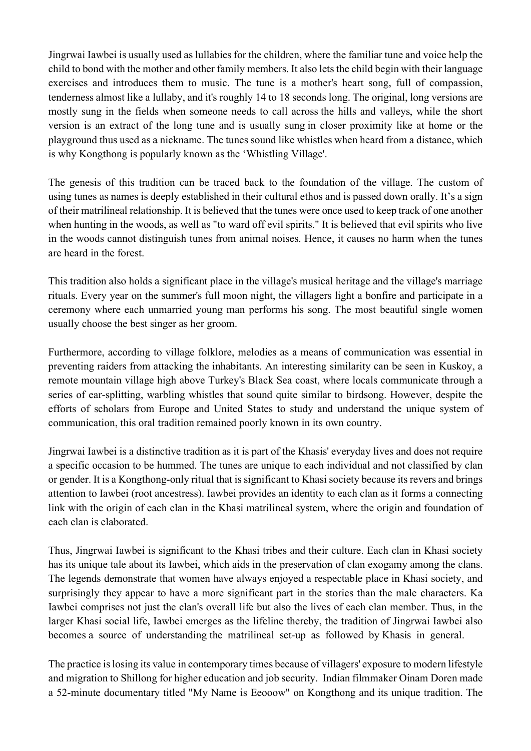Jingrwai Iawbei is usually used as lullabies for the children, where the familiar tune and voice help the child to bond with the mother and other family members. It also lets the child begin with their language exercises and introduces them to music. The tune is a mother's heart song, full of compassion, tenderness almost like a lullaby, and it's roughly 14 to 18 seconds long. The original, long versions are mostly sung in the fields when someone needs to call across the hills and valleys, while the short version is an extract of the long tune and is usually sung in closer proximity like at home or the playground thus used as a nickname. The tunes sound like whistles when heard from a distance, which is why Kongthong is popularly known as the 'Whistling Village'.

The genesis of this tradition can be traced back to the foundation of the village. The custom of using tunes as names is deeply established in their cultural ethos and is passed down orally. It's a sign of their matrilineal relationship. It is believed that the tunes were once used to keep track of one another when hunting in the woods, as well as "to ward off evil spirits." It is believed that evil spirits who live in the woods cannot distinguish tunes from animal noises. Hence, it causes no harm when the tunes are heard in the forest.

This tradition also holds a significant place in the village's musical heritage and the village's marriage rituals. Every year on the summer's full moon night, the villagers light a bonfire and participate in a ceremony where each unmarried young man performs his song. The most beautiful single women usually choose the best singer as her groom.

Furthermore, according to village folklore, melodies as a means of communication was essential in preventing raiders from attacking the inhabitants. An interesting similarity can be seen in Kuskoy, a remote mountain village high above Turkey's Black Sea coast, where locals communicate through a series of ear-splitting, warbling whistles that sound quite similar to birdsong. However, despite the efforts of scholars from Europe and United States to study and understand the unique system of communication, this oral tradition remained poorly known in its own country.

Jingrwai Iawbei is a distinctive tradition as it is part of the Khasis' everyday lives and does not require a specific occasion to be hummed. The tunes are unique to each individual and not classified by clan or gender. It is a Kongthong-only ritual that is significant to Khasi society because its revers and brings attention to Iawbei (root ancestress). Iawbei provides an identity to each clan as it forms a connecting link with the origin of each clan in the Khasi matrilineal system, where the origin and foundation of each clan is elaborated.

Thus, Jingrwai Iawbei is significant to the Khasi tribes and their culture. Each clan in Khasi society has its unique tale about its Iawbei, which aids in the preservation of clan exogamy among the clans. The legends demonstrate that women have always enjoyed a respectable place in Khasi society, and surprisingly they appear to have a more significant part in the stories than the male characters. Ka Iawbei comprises not just the clan's overall life but also the lives of each clan member. Thus, in the larger Khasi social life, Iawbei emerges as the lifeline thereby, the tradition of Jingrwai Iawbei also becomes a source of understanding the matrilineal set-up as followed by Khasis in general.

The practice is losing its value in contemporary times because of villagers' exposure to modern lifestyle and migration to Shillong for higher education and job security. Indian filmmaker Oinam Doren made a 52-minute documentary titled "My Name is Eeooow" on Kongthong and its unique tradition. The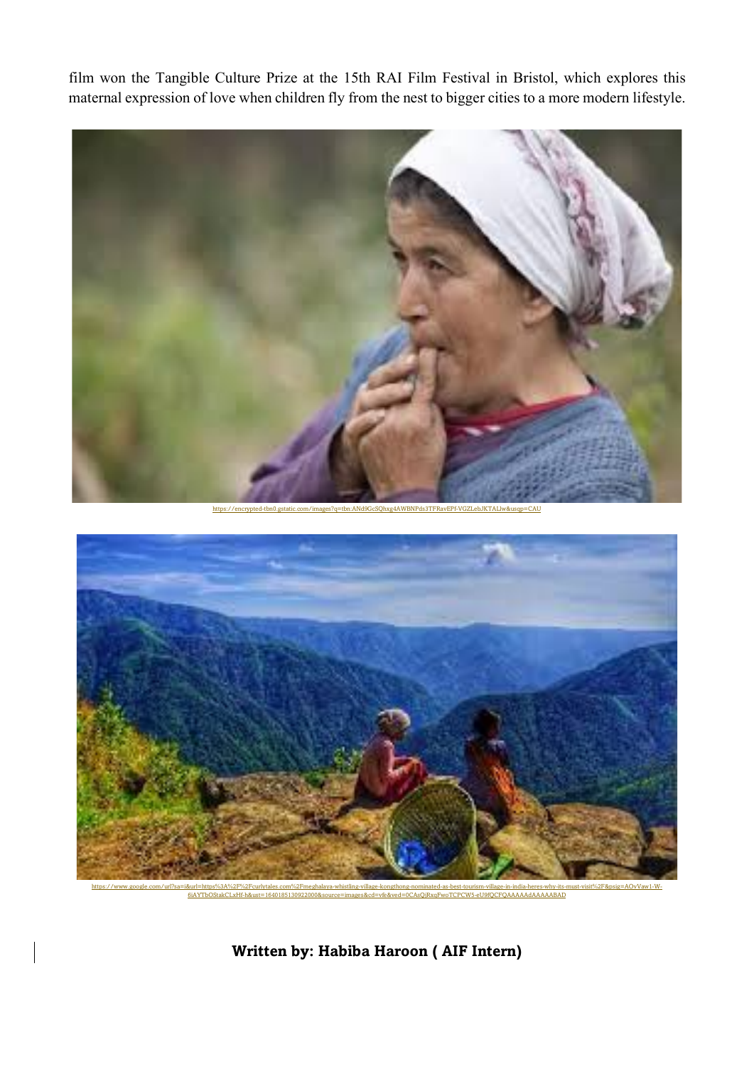film won the Tangible Culture Prize at the 15th RAI Film Festival in Bristol, which explores this maternal expression of love when children fly from the nest to bigger cities to a more modern lifestyle.

https://encrypted-tbn0.gstatic.com/images?q=tbn:ANd9GcSQhxg4AWBNPds3TFRavEPf-VGZLebJKTALIw&usqp=CAU

https://www.google.com/url?sa=i&url=https%3A%2F%2Fcurlytales.com%2Fmeghalaya-whistling-village-kongthong-nominated-as-best-tourism-village-in-india-heres-why-its-must-visit%2F&psig=AOvVaw1-W-6iAYTbOStakCLxHf-h&ust=1640185130922000&source=images&cd=vfe&ved=0CAsQjRxqFwoTCPCW5-eU9fQCFQAAAAAdAAAAABAD

**Written by: Habiba Haroon ( AIF Intern)**